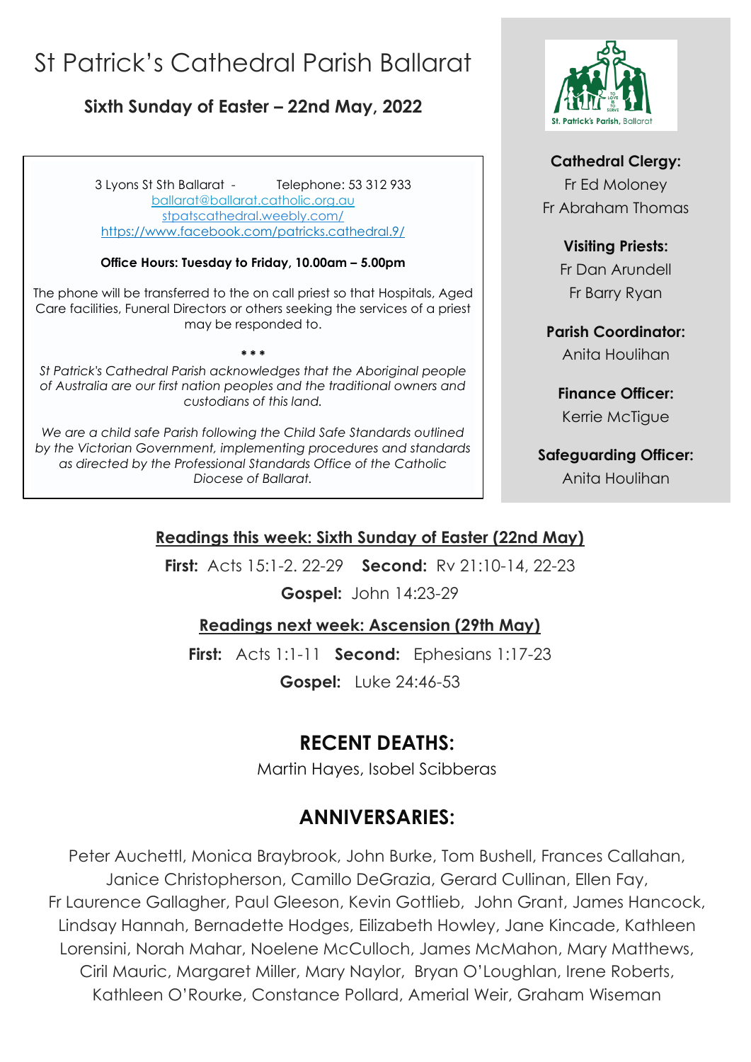# St Patrick's Cathedral Parish Ballarat

## Sixth Sunday of Easter – 22nd May, 2022

3 Lyons St Sth Ballarat - Telephone: 53 312 933
ballarat@ballarat.catholic.org.au
stpatscathedral.weebly.com/
https://www.facebook.com/patricks.cathedral.9/

**Office Hours: Tuesday to Friday, 10.00am – 5.00pm**

The phone will be transferred to the on call priest so that Hospitals, Aged Care facilities, Funeral Directors or others seeking the services of a priest may be responded to.

* * *

*St Patrick's Cathedral Parish acknowledges that the Aboriginal people of Australia are our first nation peoples and the traditional owners and custodians of this land.*

*We are a child safe Parish following the Child Safe Standards outlined by the Victorian Government, implementing procedures and standards as directed by the Professional Standards Office of the Catholic Diocese of Ballarat.*

**Cathedral Clergy:**
Fr Ed Moloney
Fr Abraham Thomas

**Visiting Priests:**
Fr Dan Arundell
Fr Barry Ryan

**Parish Coordinator:**
Anita Houlihan

**Finance Officer:**
Kerrie McTigue

**Safeguarding Officer:**
Anita Houlihan

**Readings this week: Sixth Sunday of Easter (22nd May)**

**First:** Acts 15:1-2. 22-29 **Second:** Rv 21:10-14, 22-23

**Gospel:** John 14:23-29

**Readings next week: Ascension (29th May)**

**First:** Acts 1:1-11 **Second:** Ephesians 1:17-23

**Gospel:** Luke 24:46-53

## RECENT DEATHS:

Martin Hayes, Isobel Scibberas

## ANNIVERSARIES:

Peter Auchettl, Monica Braybrook, John Burke, Tom Bushell, Frances Callahan, Janice Christopherson, Camillo DeGrazia, Gerard Cullinan, Ellen Fay, Fr Laurence Gallagher, Paul Gleeson, Kevin Gottlieb, John Grant, James Hancock, Lindsay Hannah, Bernadette Hodges, Eilizabeth Howley, Jane Kincade, Kathleen Lorensini, Norah Mahar, Noelene McCulloch, James McMahon, Mary Matthews, Ciril Mauric, Margaret Miller, Mary Naylor, Bryan O'Loughlan, Irene Roberts, Kathleen O'Rourke, Constance Pollard, Amerial Weir, Graham Wiseman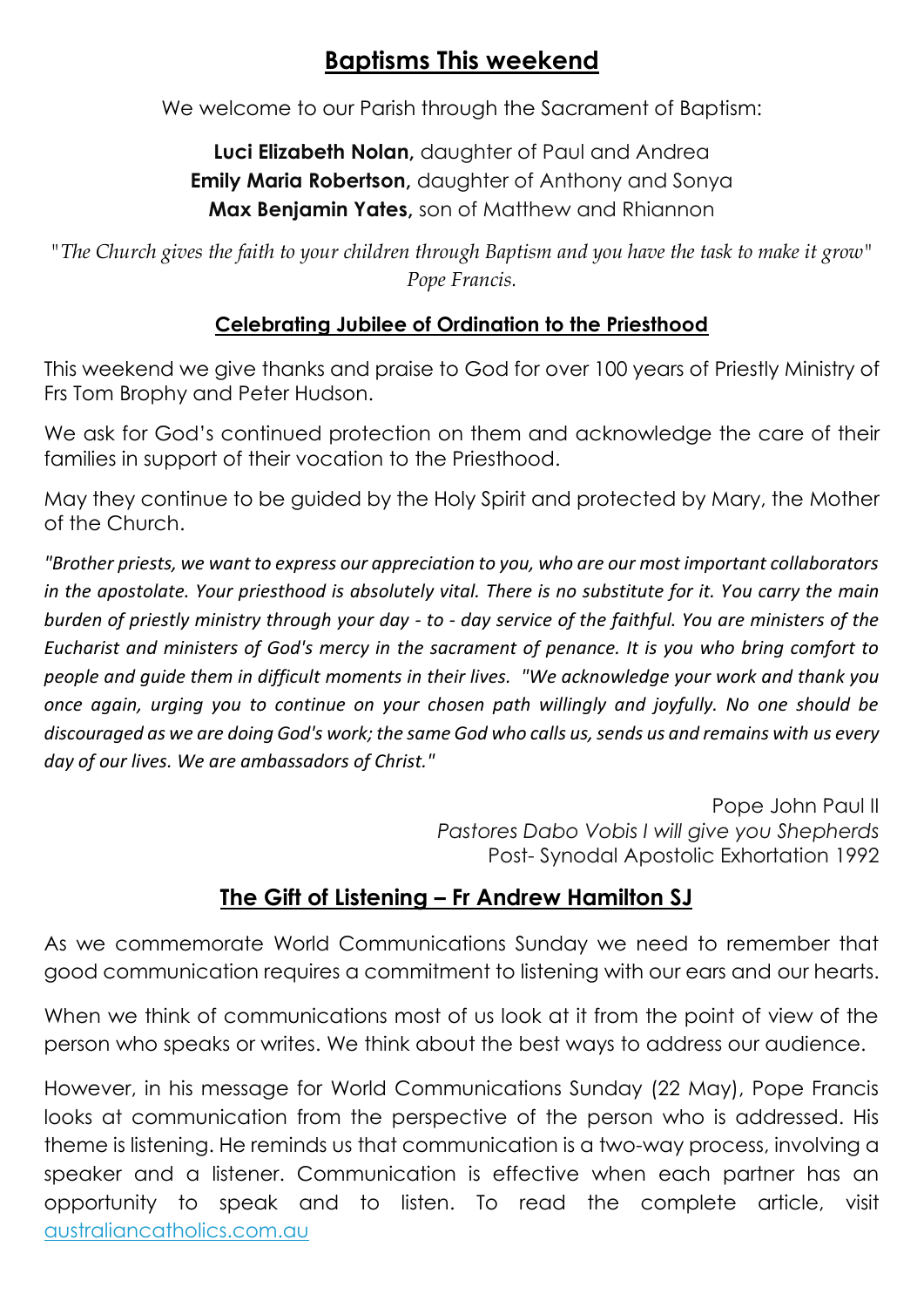## Baptisms This weekend

We welcome to our Parish through the Sacrament of Baptism:

**Luci Elizabeth Nolan,** daughter of Paul and Andrea
**Emily Maria Robertson,** daughter of Anthony and Sonya
**Max Benjamin Yates,** son of Matthew and Rhiannon

"*The Church gives the faith to your children through Baptism and you have the task to make it grow*" *Pope Francis.*

### Celebrating Jubilee of Ordination to the Priesthood

This weekend we give thanks and praise to God for over 100 years of Priestly Ministry of Frs Tom Brophy and Peter Hudson.

We ask for God's continued protection on them and acknowledge the care of their families in support of their vocation to the Priesthood.

May they continue to be guided by the Holy Spirit and protected by Mary, the Mother of the Church.

*"Brother priests, we want to express our appreciation to you, who are our most important collaborators in the apostolate. Your priesthood is absolutely vital. There is no substitute for it. You carry the main burden of priestly ministry through your day - to - day service of the faithful. You are ministers of the Eucharist and ministers of God's mercy in the sacrament of penance. It is you who bring comfort to people and guide them in difficult moments in their lives. "We acknowledge your work and thank you once again, urging you to continue on your chosen path willingly and joyfully. No one should be discouraged as we are doing God's work; the same God who calls us, sends us and remains with us every day of our lives. We are ambassadors of Christ."*

Pope John Paul II
*Pastores Dabo Vobis I will give you Shepherds*
Post- Synodal Apostolic Exhortation 1992

## The Gift of Listening – Fr Andrew Hamilton SJ

As we commemorate World Communications Sunday we need to remember that good communication requires a commitment to listening with our ears and our hearts.

When we think of communications most of us look at it from the point of view of the person who speaks or writes. We think about the best ways to address our audience.

However, in his message for World Communications Sunday (22 May), Pope Francis looks at communication from the perspective of the person who is addressed. His theme is listening. He reminds us that communication is a two-way process, involving a speaker and a listener. Communication is effective when each partner has an opportunity to speak and to listen. To read the complete article, visit australiancatholics.com.au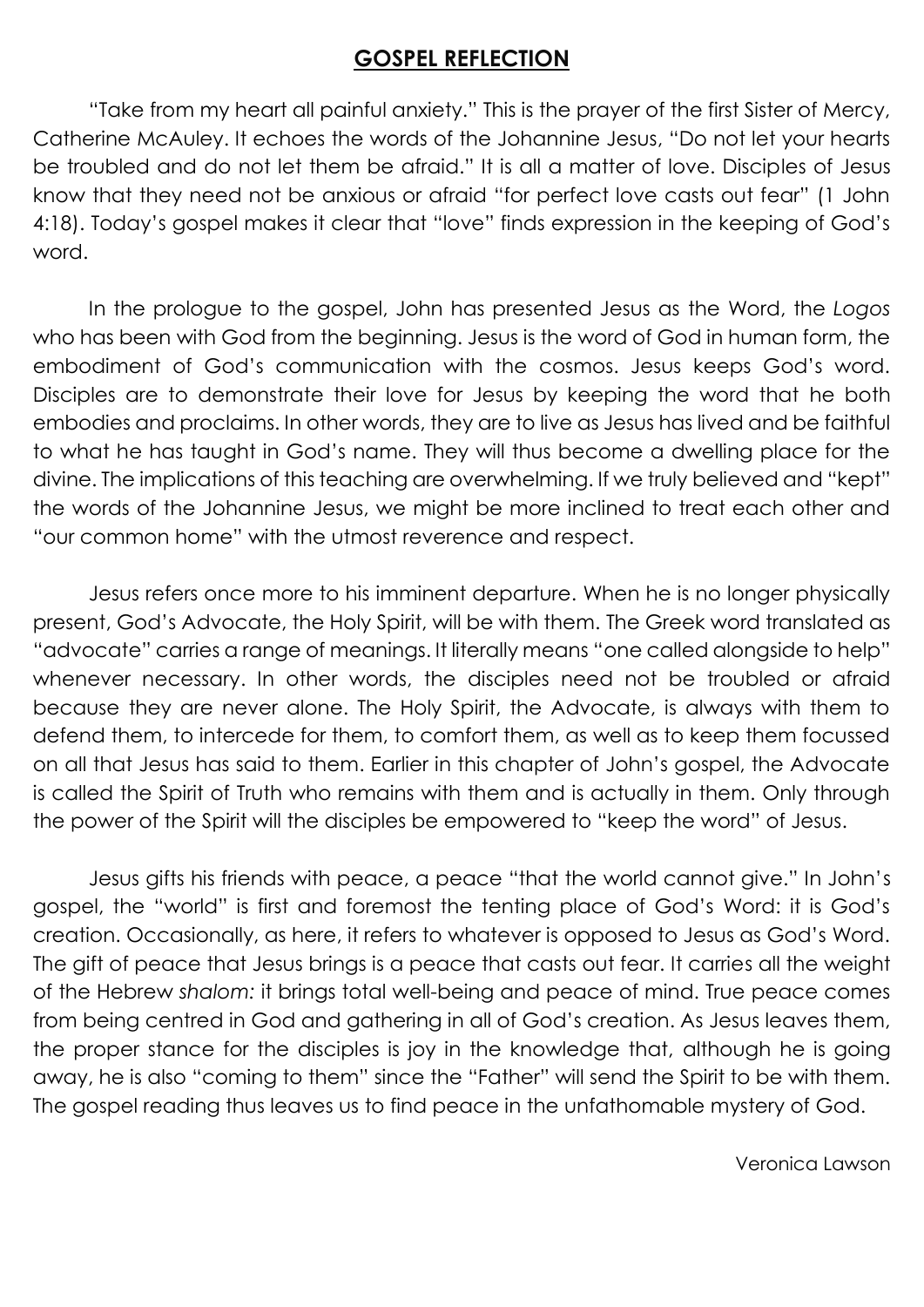## GOSPEL REFLECTION

"Take from my heart all painful anxiety." This is the prayer of the first Sister of Mercy, Catherine McAuley. It echoes the words of the Johannine Jesus, "Do not let your hearts be troubled and do not let them be afraid." It is all a matter of love. Disciples of Jesus know that they need not be anxious or afraid "for perfect love casts out fear" (1 John 4:18). Today's gospel makes it clear that "love" finds expression in the keeping of God's word.

In the prologue to the gospel, John has presented Jesus as the Word, the *Logos* who has been with God from the beginning. Jesus is the word of God in human form, the embodiment of God's communication with the cosmos. Jesus keeps God's word. Disciples are to demonstrate their love for Jesus by keeping the word that he both embodies and proclaims. In other words, they are to live as Jesus has lived and be faithful to what he has taught in God's name. They will thus become a dwelling place for the divine. The implications of this teaching are overwhelming. If we truly believed and "kept" the words of the Johannine Jesus, we might be more inclined to treat each other and "our common home" with the utmost reverence and respect.

Jesus refers once more to his imminent departure. When he is no longer physically present, God's Advocate, the Holy Spirit, will be with them. The Greek word translated as "advocate" carries a range of meanings. It literally means "one called alongside to help" whenever necessary. In other words, the disciples need not be troubled or afraid because they are never alone. The Holy Spirit, the Advocate, is always with them to defend them, to intercede for them, to comfort them, as well as to keep them focussed on all that Jesus has said to them. Earlier in this chapter of John's gospel, the Advocate is called the Spirit of Truth who remains with them and is actually in them. Only through the power of the Spirit will the disciples be empowered to "keep the word" of Jesus.

Jesus gifts his friends with peace, a peace "that the world cannot give." In John's gospel, the "world" is first and foremost the tenting place of God's Word: it is God's creation. Occasionally, as here, it refers to whatever is opposed to Jesus as God's Word. The gift of peace that Jesus brings is a peace that casts out fear. It carries all the weight of the Hebrew *shalom:* it brings total well-being and peace of mind. True peace comes from being centred in God and gathering in all of God's creation. As Jesus leaves them, the proper stance for the disciples is joy in the knowledge that, although he is going away, he is also "coming to them" since the "Father" will send the Spirit to be with them. The gospel reading thus leaves us to find peace in the unfathomable mystery of God.

Veronica Lawson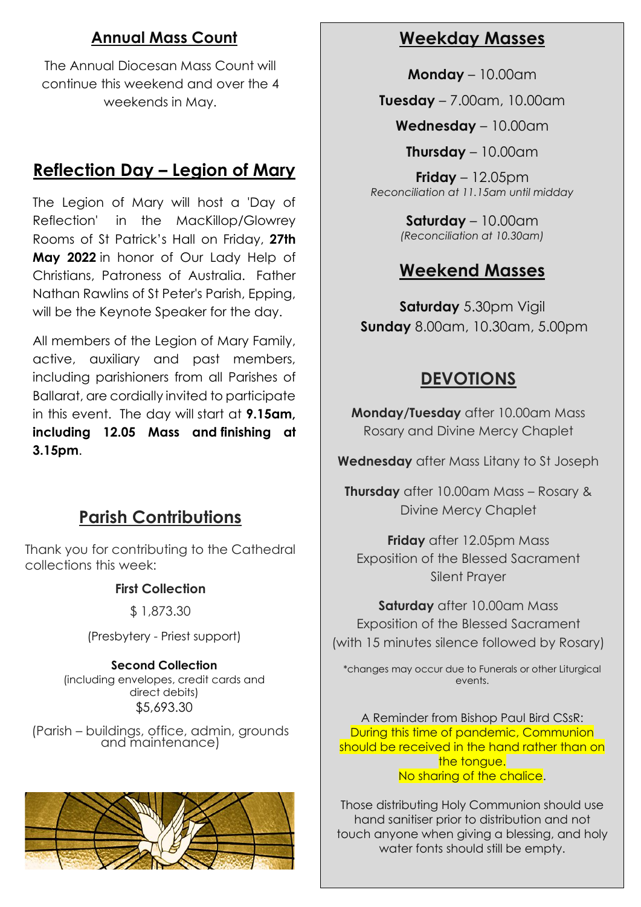## Annual Mass Count

The Annual Diocesan Mass Count will continue this weekend and over the 4 weekends in May.

## Reflection Day – Legion of Mary

The Legion of Mary will host a 'Day of Reflection' in the MacKillop/Glowrey Rooms of St Patrick's Hall on Friday, **27th May 2022** in honor of Our Lady Help of Christians, Patroness of Australia. Father Nathan Rawlins of St Peter's Parish, Epping, will be the Keynote Speaker for the day.

All members of the Legion of Mary Family, active, auxiliary and past members, including parishioners from all Parishes of Ballarat, are cordially invited to participate in this event. The day will start at **9.15am, including 12.05 Mass and finishing at 3.15pm**.

## Parish Contributions

Thank you for contributing to the Cathedral collections this week:

**First Collection**

$ 1,873.30

(Presbytery - Priest support)

**Second Collection**
(including envelopes, credit cards and direct debits)
$5,693.30

(Parish – buildings, office, admin, grounds and maintenance)

## Weekday Masses

**Monday** – 10.00am

**Tuesday** – 7.00am, 10.00am

**Wednesday** – 10.00am

**Thursday** – 10.00am

**Friday** – 12.05pm
*Reconciliation at 11.15am until midday*

**Saturday** – 10.00am
*(Reconciliation at 10.30am)*

## Weekend Masses

**Saturday** 5.30pm Vigil
**Sunday** 8.00am, 10.30am, 5.00pm

## DEVOTIONS

**Monday/Tuesday** after 10.00am Mass
Rosary and Divine Mercy Chaplet

**Wednesday** after Mass Litany to St Joseph

**Thursday** after 10.00am Mass – Rosary & Divine Mercy Chaplet

**Friday** after 12.05pm Mass
Exposition of the Blessed Sacrament
Silent Prayer

**Saturday** after 10.00am Mass
Exposition of the Blessed Sacrament
(with 15 minutes silence followed by Rosary)

*changes may occur due to Funerals or other Liturgical events.

A Reminder from Bishop Paul Bird CSsR:
During this time of pandemic, Communion should be received in the hand rather than on the tongue.
No sharing of the chalice.

Those distributing Holy Communion should use hand sanitiser prior to distribution and not touch anyone when giving a blessing, and holy water fonts should still be empty.